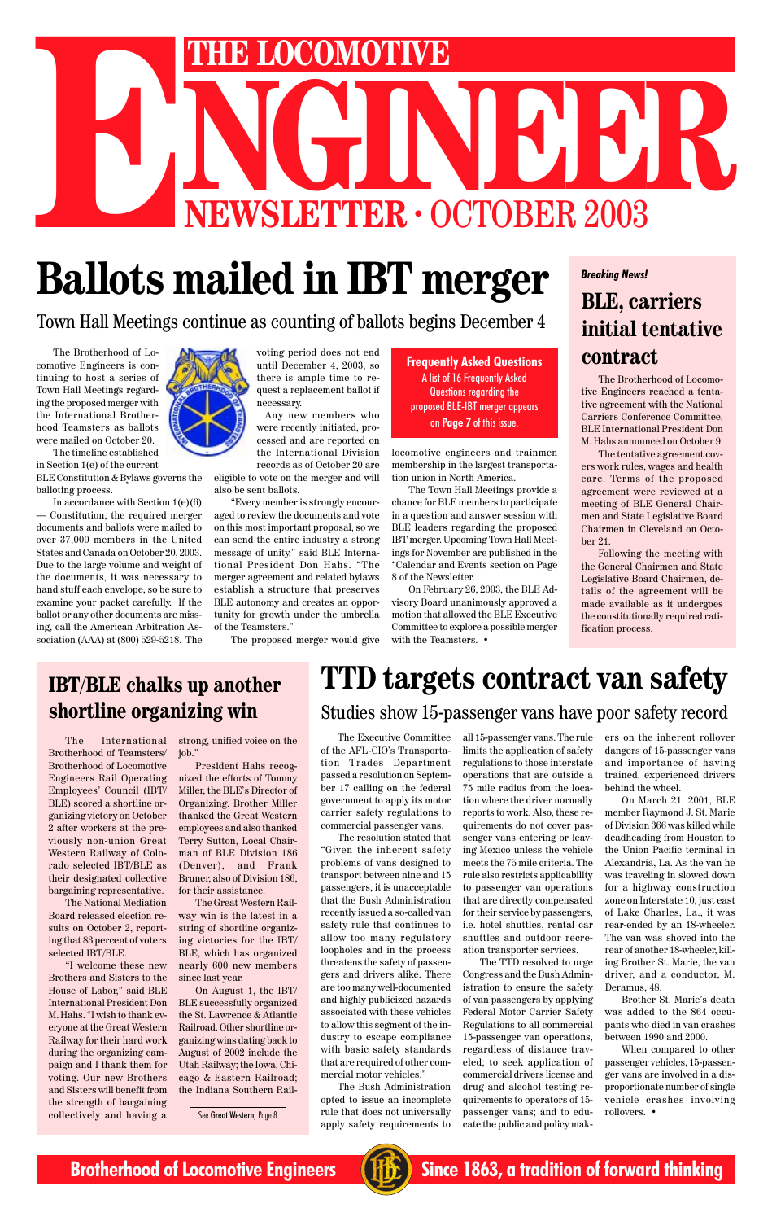# THE LOCOMOTIVE ENGINEER

## NEWSLETTER · OCTOBER 2003

# Ballots mailed in IBT merger

### Town Hall Meetings continue as counting of ballots begins December 4

The Brotherhood of Locomotive Engineers is continuing to host a series of Town Hall Meetings regarding the proposed merger with the International Brotherhood Teamsters as ballots were mailed on October 20.

The timeline established in Section 1(e) of the current BLE Constitution & Bylaws governs the balloting process.

In accordance with Section 1(e)(6) — Constitution, the required merger documents and ballots were mailed to over 37,000 members in the United States and Canada on October 20, 2003. Due to the large volume and weight of the documents, it was necessary to hand stuff each envelope, so be sure to examine your packet carefully. If the ballot or any other documents are missing, call the American Arbitration Association (AAA) at (800) 529-5218. The voting period does not end until December 4, 2003, so there is ample time to request a replacement ballot if necessary.

Any new members who were recently initiated, processed and are reported on the International Division records as of October 20 are eligible to vote on the merger and will also be sent ballots.

"Every member is strongly encouraged to review the documents and vote on this most important proposal, so we can send the entire industry a strong message of unity," said BLE International President Don Hahs. "The merger agreement and related bylaws establish a structure that preserves BLE autonomy and creates an opportunity for growth under the umbrella of the Teamsters."

The proposed merger would give locomotive engineers and trainmen membership in the largest transportation union in North America.

The Town Hall Meetings provide a chance for BLE members to participate in a question and answer session with BLE leaders regarding the proposed IBT merger. Upcoming Town Hall Meetings for November are published in the "Calendar and Events section on Page 8 of the Newsletter.

On February 26, 2003, the BLE Advisory Board unanimously approved a motion that allowed the BLE Executive Committee to explore a possible merger with the Teamsters. •

**Frequently Asked Questions**
A list of 16 Frequently Asked Questions regarding the proposed BLE-IBT merger appears on **Page 7** of this issue.

*Breaking News!*

## BLE, carriers initial tentative contract

The Brotherhood of Locomotive Engineers reached a tentative agreement with the National Carriers Conference Committee, BLE International President Don M. Hahs announced on October 9.

The tentative agreement covers work rules, wages and health care. Terms of the proposed agreement were reviewed at a meeting of BLE General Chairmen and State Legislative Board Chairmen in Cleveland on October 21.

Following the meeting with the General Chairmen and State Legislative Board Chairmen, details of the agreement will be made available as it undergoes the constitutionally required ratification process.

## IBT/BLE chalks up another shortline organizing win

The International Brotherhood of Teamsters/Brotherhood of Locomotive Engineers Rail Operating Employees' Council (IBT/BLE) scored a shortline organizing victory on October 2 after workers at the previously non-union Great Western Railway of Colorado selected IBT/BLE as their designated collective bargaining representative.

The National Mediation Board released election results on October 2, reporting that 83 percent of voters selected IBT/BLE.

"I welcome these new Brothers and Sisters to the House of Labor," said BLE International President Don M. Hahs. "I wish to thank everyone at the Great Western Railway for their hard work during the organizing campaign and I thank them for voting. Our new Brothers and Sisters will benefit from the strength of bargaining collectively and having a strong, unified voice on the job."

President Hahs recognized the efforts of Tommy Miller, the BLE's Director of Organizing. Brother Miller thanked the Great Western employees and also thanked Terry Sutton, Local Chairman of BLE Division 186 (Denver), and Frank Bruner, also of Division 186, for their assistance.

The Great Western Railway win is the latest in a string of shortline organizing victories for the IBT/BLE, which has organized nearly 600 new members since last year.

On August 1, the IBT/BLE successfully organized the St. Lawrence & Atlantic Railroad. Other shortline organizing wins dating back to August of 2002 include the Utah Railway; the Iowa, Chicago & Eastern Railroad; the Indiana Southern Rail-

See **Great Western**, Page 8

# TTD targets contract van safety

### Studies show 15-passenger vans have poor safety record

The Executive Committee of the AFL-CIO's Transportation Trades Department passed a resolution on September 17 calling on the federal government to apply its motor carrier safety regulations to commercial passenger vans.

The resolution stated that "Given the inherent safety problems of vans designed to transport between nine and 15 passengers, it is unacceptable that the Bush Administration recently issued a so-called van safety rule that continues to allow too many regulatory loopholes and in the process threatens the safety of passengers and drivers alike. There are too many well-documented and highly publicized hazards associated with these vehicles to allow this segment of the industry to escape compliance with basic safety standards that are required of other commercial motor vehicles."

The Bush Administration opted to issue an incomplete rule that does not universally apply safety requirements to all 15-passenger vans. The rule limits the application of safety regulations to those interstate operations that are outside a 75 mile radius from the location where the driver normally reports to work. Also, these requirements do not cover passenger vans entering or leaving Mexico unless the vehicle meets the 75 mile criteria. The rule also restricts applicability to passenger van operations that are directly compensated for their service by passengers, i.e. hotel shuttles, rental car shuttles and outdoor recreation transporter services.

The TTD resolved to urge Congress and the Bush Administration to ensure the safety of van passengers by applying Federal Motor Carrier Safety Regulations to all commercial 15-passenger van operations, regardless of distance traveled; to seek application of commercial drivers license and drug and alcohol testing requirements to operators of 15-passenger vans; and to educate the public and policy makers on the inherent rollover dangers of 15-passenger vans and importance of having trained, experienced drivers behind the wheel.

On March 21, 2001, BLE member Raymond J. St. Marie of Division 366 was killed while deadheading from Houston to the Union Pacific terminal in Alexandria, La. As the van he was traveling in slowed down for a highway construction zone on Interstate 10, just east of Lake Charles, La., it was rear-ended by an 18-wheeler. The van was shoved into the rear of another 18-wheeler, killing Brother St. Marie, the van driver, and a conductor, M. Deramus, 48.

Brother St. Marie's death was added to the 864 occupants who died in van crashes between 1990 and 2000.

When compared to other passenger vehicles, 15-passenger vans are involved in a disproportionate number of single vehicle crashes involving rollovers. •

**Brotherhood of Locomotive Engineers** — **Since 1863, a tradition of forward thinking**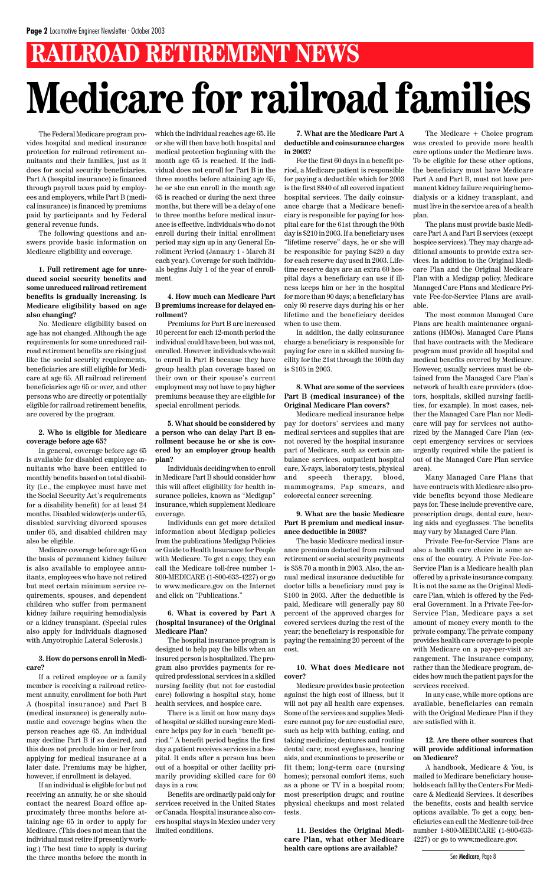# RAILROAD RETIREMENT NEWS

# Medicare for railroad families

The Federal Medicare program provides hospital and medical insurance protection for railroad retirement annuitants and their families, just as it does for social security beneficiaries. Part A (hospital insurance) is financed through payroll taxes paid by employees and employers, while Part B (medical insurance) is financed by premiums paid by participants and by Federal general revenue funds.

The following questions and answers provide basic information on Medicare eligibility and coverage.

**1. Full retirement age for unreduced social security benefits and some unreduced railroad retirement benefits is gradually increasing. Is Medicare eligibility based on age also changing?**

No. Medicare eligibility based on age has not changed. Although the age requirements for some unreduced railroad retirement benefits are rising just like the social security requirements, beneficiaries are still eligible for Medicare at age 65. All railroad retirement beneficiaries age 65 or over, and other persons who are directly or potentially eligible for railroad retirement benefits, are covered by the program.

**2. Who is eligible for Medicare coverage before age 65?**

In general, coverage before age 65 is available for disabled employee annuitants who have been entitled to monthly benefits based on total disability (i.e., the employee must have met the Social Security Act's requirements for a disability benefit) for at least 24 months. Disabled widow(er)s under 65, disabled surviving divorced spouses under 65, and disabled children may also be eligible.

Medicare coverage before age 65 on the basis of permanent kidney failure is also available to employee annuitants, employees who have not retired but meet certain minimum service requirements, spouses, and dependent children who suffer from permanent kidney failure requiring hemodialysis or a kidney transplant. (Special rules also apply for individuals diagnosed with Amyotrophic Lateral Sclerosis.)

**3. How do persons enroll in Medicare?**

If a retired employee or a family member is receiving a railroad retirement annuity, enrollment for both Part A (hospital insurance) and Part B (medical insurance) is generally automatic and coverage begins when the person reaches age 65. An individual may decline Part B if so desired, and this does not preclude him or her from applying for medical insurance at a later date. Premiums may be higher, however, if enrollment is delayed.

If an individual is eligible for but not receiving an annuity, he or she should contact the nearest Board office approximately three months before attaining age 65 in order to apply for Medicare. (This does not mean that the individual must retire if presently working.) The best time to apply is during the three months before the month in which the individual reaches age 65. He or she will then have both hospital and medical protection beginning with the month age 65 is reached. If the individual does not enroll for Part B in the three months before attaining age 65, he or she can enroll in the month age 65 is reached or during the next three months, but there will be a delay of one to three months before medical insurance is effective. Individuals who do not enroll during their initial enrollment period may sign up in any General Enrollment Period (January 1 - March 31 each year). Coverage for such individuals begins July 1 of the year of enrollment.

**4. How much can Medicare Part B premiums increase for delayed enrollment?**

Premiums for Part B are increased 10 percent for each 12-month period the individual could have been, but was not, enrolled. However, individuals who wait to enroll in Part B because they have group health plan coverage based on their own or their spouse's current employment may not have to pay higher premiums because they are eligible for special enrollment periods.

**5. What should be considered by a person who can delay Part B enrollment because he or she is covered by an employer group health plan?**

Individuals deciding when to enroll in Medicare Part B should consider how this will affect eligibility for health insurance policies, known as "Medigap" insurance, which supplement Medicare coverage.

Individuals can get more detailed information about Medigap policies from the publications Medigap Policies or Guide to Health Insurance for People with Medicare. To get a copy, they can call the Medicare toll-free number 1-800-MEDICARE (1-800-633-4227) or go to www.medicare.gov on the Internet and click on "Publications."

**6. What is covered by Part A (hospital insurance) of the Original Medicare Plan?**

The hospital insurance program is designed to help pay the bills when an insured person is hospitalized. The program also provides payments for required professional services in a skilled nursing facility (but not for custodial care) following a hospital stay, home health services, and hospice care.

There is a limit on how many days of hospital or skilled nursing care Medicare helps pay for in each "benefit period." A benefit period begins the first day a patient receives services in a hospital. It ends after a person has been out of a hospital or other facility primarily providing skilled care for 60 days in a row.

Benefits are ordinarily paid only for services received in the United States or Canada. Hospital insurance also covers hospital stays in Mexico under very limited conditions.

**7. What are the Medicare Part A deductible and coinsurance charges in 2003?**

For the first 60 days in a benefit period, a Medicare patient is responsible for paying a deductible which for 2003 is the first $840 of all covered inpatient hospital services. The daily coinsurance charge that a Medicare beneficiary is responsible for paying for hospital care for the 61st through the 90th day is $210 in 2003. If a beneficiary uses "lifetime reserve" days, he or she will be responsible for paying $420 a day for each reserve day used in 2003. Lifetime reserve days are an extra 60 hospital days a beneficiary can use if illness keeps him or her in the hospital for more than 90 days; a beneficiary has only 60 reserve days during his or her lifetime and the beneficiary decides when to use them.

In addition, the daily coinsurance charge a beneficiary is responsible for paying for care in a skilled nursing facility for the 21st through the 100th day is $105 in 2003.

**8. What are some of the services Part B (medical insurance) of the Original Medicare Plan covers?**

Medicare medical insurance helps pay for doctors' services and many medical services and supplies that are not covered by the hospital insurance part of Medicare, such as certain ambulance services, outpatient hospital care, X-rays, laboratory tests, physical and speech therapy, blood, mammograms, Pap smears, and colorectal cancer screening.

**9. What are the basic Medicare Part B premium and medical insurance deductible in 2003?**

The basic Medicare medical insurance premium deducted from railroad retirement or social security payments is $58.70 a month in 2003. Also, the annual medical insurance deductible for doctor bills a beneficiary must pay is $100 in 2003. After the deductible is paid, Medicare will generally pay 80 percent of the approved charges for covered services during the rest of the year; the beneficiary is responsible for paying the remaining 20 percent of the cost.

**10. What does Medicare not cover?**

Medicare provides basic protection against the high cost of illness, but it will not pay all health care expenses. Some of the services and supplies Medicare cannot pay for are custodial care, such as help with bathing, eating, and taking medicine; dentures and routine dental care; most eyeglasses, hearing aids, and examinations to prescribe or fit them; long-term care (nursing homes); personal comfort items, such as a phone or TV in a hospital room; most prescription drugs; and routine physical checkups and most related tests.

**11. Besides the Original Medicare Plan, what other Medicare health care options are available?**

The Medicare + Choice program was created to provide more health care options under the Medicare laws. To be eligible for these other options, the beneficiary must have Medicare Part A and Part B, must not have permanent kidney failure requiring hemodialysis or a kidney transplant, and must live in the service area of a health plan.

The plans must provide basic Medicare Part A and Part B services (except hospice services). They may charge additional amounts to provide extra services. In addition to the Original Medicare Plan and the Original Medicare Plan with a Medigap policy, Medicare Managed Care Plans and Medicare Private Fee-for-Service Plans are available.

The most common Managed Care Plans are health maintenance organizations (HMOs). Managed Care Plans that have contracts with the Medicare program must provide all hospital and medical benefits covered by Medicare. However, usually services must be obtained from the Managed Care Plan's network of health care providers (doctors, hospitals, skilled nursing facilities, for example). In most cases, neither the Managed Care Plan nor Medicare will pay for services not authorized by the Managed Care Plan (except emergency services or services urgently required while the patient is out of the Managed Care Plan service area).

Many Managed Care Plans that have contracts with Medicare also provide benefits beyond those Medicare pays for. These include preventive care, prescription drugs, dental care, hearing aids and eyeglasses. The benefits may vary by Managed Care Plan.

Private Fee-for-Service Plans are also a health care choice in some areas of the country. A Private Fee-for-Service Plan is a Medicare health plan offered by a private insurance company. It is not the same as the Original Medicare Plan, which is offered by the Federal Government. In a Private Fee-for-Service Plan, Medicare pays a set amount of money every month to the private company. The private company provides health care coverage to people with Medicare on a pay-per-visit arrangement. The insurance company, rather than the Medicare program, decides how much the patient pays for the services received.

In any case, while more options are available, beneficiaries can remain with the Original Medicare Plan if they are satisfied with it.

**12. Are there other sources that will provide additional information on Medicare?**

A handbook, Medicare & You, is mailed to Medicare beneficiary households each fall by the Centers For Medicare & Medicaid Services. It describes the benefits, costs and health service options available. To get a copy, beneficiaries can call the Medicare toll-free number 1-800-MEDICARE (1-800-633-4227) or go to www.medicare.gov.

See **Medicare**, Page 8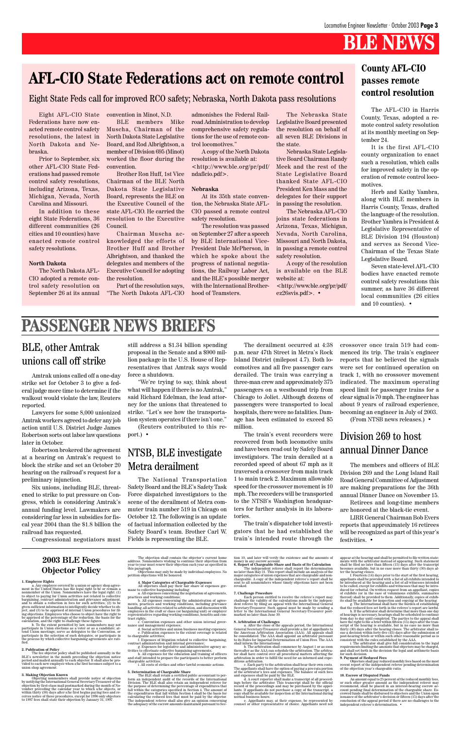# BLE NEWS

# AFL-CIO State Federations act on remote control

Eight State Feds call for improved RCO safety; Nebraska, North Dakota pass resolutions

Eight AFL-CIO State Federations have now enacted remote control safety resolutions, the latest in North Dakota and Nebraska.

Prior to September, six other AFL-CIO State Federations had passed remote control safety resolutions, including Arizona, Texas, Michigan, Nevada, North Carolina and Missouri.

In addition to these eight State Federations, 36 different communities (26 cities and 10 counties) have enacted remote control safety resolutions.

### North Dakota

The North Dakota AFL-CIO adopted a remote control safety resolution on September 26 at its annual convention in Minot, N.D.

BLE members Mike Muscha, Chairman of the North Dakota State Legislative Board, and Rod Albrightson, a member of Division 695 (Minot) worked the floor during the convention.

Brother Ron Huff, 1st Vice Chairman of the BLE North Dakota State Legislative Board, represents the BLE on the Executive Council of the state AFL-CIO. He carried the resolution to the Executive Council.

Chairman Muscha acknowledged the efforts of Brother Huff and Brother Albrightson, and thanked the delegates and members of the Executive Council for adopting the resolution.

Part of the resolution says, "The North Dakota AFL-CIO admonishes the Federal Railroad Administration to develop comprehensive safety regulations for the use of remote control locomotives."

A copy of the North Dakota resolution is available at: <http://www.ble.org/pr/pdf/ndaflcio.pdf>.

### Nebraska

At its 35th state convention, the Nebraska State AFL-CIO passed a remote control safety resolution.

The resolution was passed on September 27 after a speech by BLE International Vice-President Dale McPherson, in which he spoke about the progress of national negotiations, the Railway Labor Act, and the BLE's possible merger with the International Brotherhood of Teamsters.

The Nebraska State Legislative Board presented the resolution on behalf of all seven BLE Divisions in the state.

Nebraska State Legislative Board Chairman Randy Meek and the rest of the State Legislative Board thanked State AFL-CIO President Ken Mass and the delegates for their support in passing the resolution.

The Nebraska AFL-CIO joins state federations in Arizona, Texas, Michigan, Nevada, North Carolina, Missouri and North Dakota, in passing a remote control safety resolution.

A copy of the resolution is available on the BLE website at: <http://www.ble.org/pr/pdf/ez26svis.pdf>. •

## County AFL-CIO passes remote control resolution

The AFL-CIO in Harris County, Texas, adopted a remote control safety resolution at its monthly meeting on September 24.

It is the first AFL-CIO county organization to enact such a resolution, which calls for improved safety in the operation of remote control locomotives.

Herb and Kathy Yambra, along with BLE members in Harris County, Texas, drafted the language of the resolution. Brother Yambra is President & Legislative Representative of BLE Division 194 (Houston) and serves as Second Vice-Chairman of the Texas State Legislative Board.

Seven state-level AFL-CIO bodies have enacted remote control safety resolutions this summer, as have 36 different local communities (26 cities and 10 counties). •

# PASSENGER NEWS BRIEFS

## BLE, other Amtrak unions call off strike

Amtrak unions called off a one-day strike set for October 3 to give a federal judge more time to determine if the walkout would violate the law, Reuters reported.

Lawyers for some 8,000 unionized Amtrak workers agreed to defer any job action until U.S. District Judge James Robertson sorts out labor law questions later in October.

Robertson brokered the agreement at a hearing on Amtrak's request to block the strike and set an October 20 hearing on the railroad's request for a preliminary injunction.

Six unions, including BLE, threatened to strike to put pressure on Congress, which is considering Amtrak's annual funding level. Lawmakers are considering far less in subsidies for fiscal year 2004 than the $1.8 billion the railroad has requested.

Congressional negotiators must still address a $1.34 billion spending proposal in the Senate and a $900 million package in the U.S. House of Representatives that Amtrak says would force a shutdown.

"We're trying to say, think about what will happen if there is no Amtrak," said Richard Edelman, the lead attorney for the unions that threatened to strike. "Let's see how the transportation system operates if there isn't one."

(Reuters contributed to this report.) •

## NTSB, BLE investigate Metra derailment

The National Transportation Safety Board and the BLE's Safety Task Force dispatched investigators to the scene of the derailment of Metra commuter train number 519 in Chicago on October 12. The following is an update of factual information collected by the Safety Board's team. Brother Carl W. Fields is representing the BLE.

The derailment occurred at 4:38 p.m. near 47th Street in Metra's Rock Island District (milepost 4.7). Both locomotives and all five passenger cars derailed. The train was carrying a three-man crew and approximately 375 passengers on a westbound trip from Chicago to Joliet. Although dozens of passengers were transported to local hospitals, there were no fatalities. Damage has been estimated to exceed $5 million.

The train's event recorders were recovered from both locomotive units and have been read out by Safety Board investigators. The train derailed at a recorded speed of about 67 mph as it traversed a crossover from main track 1 to main track 2. Maximum allowable speed for the crossover movement is 10 mph. The recorders will be transported to the NTSB's Washington headquarters for further analysis in its laboratories.

The train's dispatcher told investigators that he had established the train's intended route through the crossover once train 519 had commenced its trip. The train's engineer reports that he believed the signals were set for continued operation on track 1, with no crossover movement indicated. The maximum operating speed limit for passenger trains for a clear signal is 70 mph. The engineer has about 9 years of railroad experience, becoming an engineer in July of 2003.

(From NTSB news releases.) •

## Division 269 to host annual Dinner Dance

The members and officers of BLE Division 269 and the Long Island Rail Road General Committee of Adjustment are making preparations for the 36th annual Dinner Dance on November 15.

Retirees and long-time members are honored at the black-tie event.

LIRR General Chairman Bob Evers reports that approximately 16 retirees will be recognized as part of this year's festivities. •

## 2003 BLE Fees Objector Policy

**1. Employee Rights**

a. Any employee covered by a union or agency shop agreement in the United States has the legal right to be or remain a nonmember of the Union. Nonmembers have the legal right: (1) to object to paying for Union activities not related to collective bargaining, contract administration and grievance adjustment, and to obtain a reduction in fees for such activities; (2) to be given sufficient information to intelligently decide whether to object; and (3) to be apprised of internal Union procedures for filing objections. Employees who choose to object have the right to be apprised of the percentage of the reduction, the basis for the calculation, and the right to challenge these figures.

b. To the extent permitted by law, nonmembers may not participate in Union elections as a voter or as a candidate; attend Union meetings; serve as delegates to the Convention, or participate in the selection of such delegates; or participate in the process by which collective bargaining agreements are ratified.

**2. Publication of Policy**

The fee objector policy shall be published annually in the BLE's newsletter in the month preceding the objection notice period and mailed annually to each objector. It shall also be provided to each new employee when s/he first becomes subject to a union shop agreement.

**3. Making Objection Known**

Objecting nonmembers shall provide notice of objection by notifying the International General Secretary-Treasurer of the objection by first-class mail postmarked during the month of November preceding the calendar year to which s/he objects, or within thirty (30) days after s/he first begins paying fees and receives notice of these procedures, except for 1996 only objectors to 1997 fees shall state their objection by January 31, 1997.

The objection shall contain the objector's current home address. Nonmembers wishing to continue their objection from year to year must renew their objection each year as specified in this paragraph.

Objections may only be made by individual employees. No petition objections will be honored.

**4. Major Categories of Chargeable Expenses**

All objectors shall pay their fair share of expenses germane to collective bargaining including:

a. All expenses concerning the negotiation of agreements, practices and working conditions;

b. All expenses concerning the administration of agreements, practices and working conditions, including grievance handling, all activities related to arbitration, and discussion with employees in the craft or class (or bargaining unit) or employer representatives regarding working conditions, benefits and contract rights;

c. Convention expenses and other union internal governance and management expenses;

d. Social activities and union business meeting expenses;

e. Publication expenses to the extent coverage is related to chargeable activities;

f. Expenses of litigation related to collective bargaining, contract administration and internal governance;

g. Expenses for legislative and administrative agency activities to effectuate collective bargaining agreements;

h. All expenses for the education and training of officers and staff intended to prepare the participants to better perform chargeable activities;

i. All costs of strikes and other lawful economic actions.

**5. Determination of Chargeable Share**

The BLE shall retain a certified public accountant to perform an independent audit of the records of the International Division. The BLE shall also retain an independent referee for the purpose of determining the percentage of expenditures that fall within the categories specified in Section 4. The amount of the expenditures that fall within Section 4 shall be the basis for calculating the reduced fees that must be paid by the objector. The independent referee shall also give an opinion concerning the adequacy of the escrow amounts maintained pursuant to Section 10, and later will verify the existence and the amounts of money in any escrow account.

**6. Report of Chargeable Share and Basis of Its Calculation**

The independent referee shall report the determination no later than May 31. This report shall include an analysis of the major categories of union expenses that are chargeable and nonchargeable. A copy of the independent referee's report shall be sent to all nonmembers whose timely objections have not been revoked.

**7. Challenge Procedure**

Each person entitled to receive the referee's report may challenge the validity of the calculations made by the independent referee by filing an appeal with the International General Secretary-Treasurer. Such appeal must be made by sending a letter to the International General Secretary-Treasurer postmarked no later than June 30.

**8. Arbitration of Challenges**

a. After the close of the appeals period, the International General Secretary-Treasurer shall provide a list of appellants to the American Arbitration Association (AAA). All appeals shall be consolidated. The AAA shall appoint an arbitrator pursuant to its Rules for Impartial Determination of Union Fees. The AAA shall inform the International.

b. The arbitration shall commence by August 1 or as soon thereafter as the AAA can schedule the arbitration. The arbitrator shall have control over all procedural matters affecting the arbitration in order to fulfill the need for an informed and expeditious arbitration.

c. Each party to the arbitration shall bear their own costs. The appellants shall have the option of paying a pro-rata portion of the arbitrator's fees and expenses. The balance of such fees and expenses shall be paid by the BLE.

d. A court reporter shall make a transcript of all proceedings before the arbitrator. This transcript shall be the official record of the proceedings and may be purchased by the appellants. If appellants do not purchase a copy of the transcript, a copy shall be available for inspection at the International during normal business hours.

e. Appellants may, at their expense, be represented by counsel or other representative of choice. Appellants need not appear at the hearing and shall be permitted to file written statements with the arbitrator instead of appearing. Such statement shall be filed no later than fifteen (15) days after the transcript becomes available, but in no case more than thirty (30) days after the hearing closes.

f. Fourteen (14) days prior to the start of the first hearing, appellants shall be provided with a list of all exhibits intended to be introduced at the hearing and a list of all witnesses intended to be called, except for exhibits and witnesses that may be introduced for rebuttal. On written request from an appellant, copies of exhibits (or in the case of voluminous exhibits, summaries thereof) shall be provided to them. Additionally, copies of exhibits shall be available for inspection and copying at the hearing.

g. The International shall have the burden of establishing that the reduced fees set forth in the referee's report are lawful.

h. If the arbitrator shall determine that more than one day of hearings is necessary, hearings shall be scheduled to continue from day to day until completed. The parties to the appeal shall have the right to file a brief within fifteen (15) days after the transcript of the hearing is available, but in no case no more than thirty (30) days after the hearing closes. The arbitrator shall issue a decision within forty-five (45) days after the submission of post-hearing briefs or within such other reasonable period as is consistent with the rules established by the AAA.

i. The arbitrator shall give full consideration to the legal requirements limiting the amounts that objectors may be charged, and shall set forth in the decision the legal and arithmetic basis for such decision.

**9. Payment of Reduced Fees**

Objectors shall pay reduced monthly fees based on the most recent report of the independent referee pending determination of the objection year's chargeable ratio.

**10. Escrow of Disputed Funds**

An amount equal to 25 percent of the reduced monthly fees, or such other greater amount as the independent referee may recommend, shall be placed in an interest-bearing escrow account pending final determination of the chargeable share. Escrowed funds shall be disbursed to objectors and the Union upon issuance of the arbitrator's decision or fifteen (15) days after the conclusion of the appeal period if there are no challenges to the independent referee's determination. •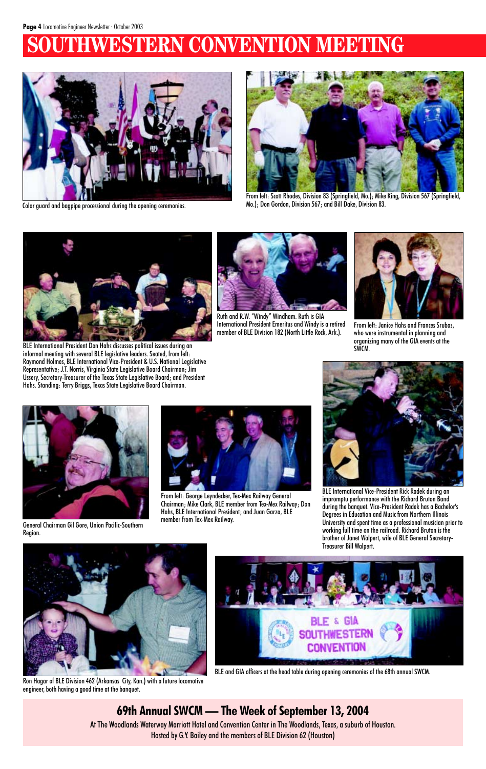# SOUTHWESTERN CONVENTION MEETING

Color guard and bagpipe processional during the opening ceremonies.

From left: Scott Rhodes, Division 83 (Springfield, Mo.); Mike King, Division 567 (Springfield, Mo.); Don Gordon, Division 567; and Bill Dake, Division 83.

BLE International President Don Hahs discusses political issues during an informal meeting with several BLE legislative leaders. Seated, from left: Raymond Holmes, BLE International Vice-President & U.S. National Legislative Representative; J.T. Norris, Virginia State Legislative Board Chairman; Jim Ussery, Secretary-Treasurer of the Texas State Legislative Board; and President Hahs. Standing: Terry Briggs, Texas State Legislative Board Chairman.

Ruth and R.W. "Windy" Windham. Ruth is GIA International President Emeritus and Windy is a retired member of BLE Division 182 (North Little Rock, Ark.).

From left: Janice Hahs and Frances Srubas, who were instrumental in planning and organizing many of the GIA events at the SWCM.

General Chairman Gil Gore, Union Pacific-Southern Region.

From left: George Leyndecker, Tex-Mex Railway General Chairman; Mike Clark, BLE member from Tex-Mex Railway; Don Hahs, BLE International President; and Juan Garza, BLE member from Tex-Mex Railway.

BLE International Vice-President Rick Radek during an impromptu performance with the Richard Bruton Band during the banquet. Vice-President Radek has a Bachelor's Degrees in Education and Music from Northern Illinois University and spent time as a professional musician prior to working full time on the railroad. Richard Bruton is the brother of Janet Walpert, wife of BLE General Secretary-Treasurer Bill Walpert.

Ron Hagar of BLE Division 462 (Arkansas City, Kan.) with a future locomotive engineer, both having a good time at the banquet.

BLE and GIA officers at the head table during opening ceremonies of the 68th annual SWCM.

## 69th Annual SWCM — The Week of September 13, 2004

At The Woodlands Waterway Marriott Hotel and Convention Center in The Woodlands, Texas, a suburb of Houston. Hosted by G.Y. Bailey and the members of BLE Division 62 (Houston)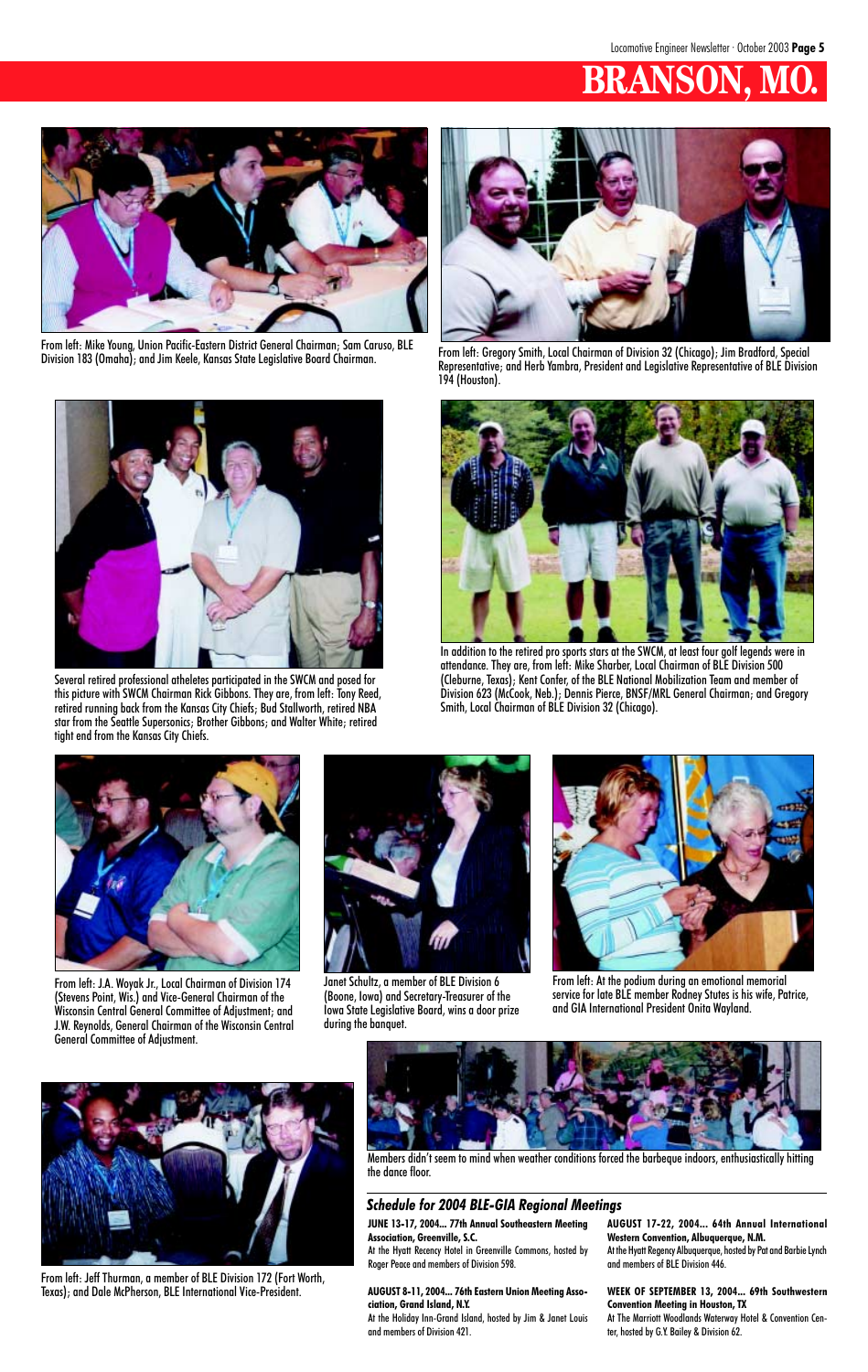# BRANSON, MO.

From left: Mike Young, Union Pacific-Eastern District General Chairman; Sam Caruso, BLE Division 183 (Omaha); and Jim Keele, Kansas State Legislative Board Chairman.

From left: Gregory Smith, Local Chairman of Division 32 (Chicago); Jim Bradford, Special Representative; and Herb Yambra, President and Legislative Representative of BLE Division 194 (Houston).

Several retired professional atheletes participated in the SWCM and posed for this picture with SWCM Chairman Rick Gibbons. They are, from left: Tony Reed, retired running back from the Kansas City Chiefs; Bud Stallworth, retired NBA star from the Seattle Supersonics; Brother Gibbons; and Walter White; retired tight end from the Kansas City Chiefs.

In addition to the retired pro sports stars at the SWCM, at least four golf legends were in attendance. They are, from left: Mike Sharber, Local Chairman of BLE Division 500 (Cleburne, Texas); Kent Confer, of the BLE National Mobilization Team and member of Division 623 (McCook, Neb.); Dennis Pierce, BNSF/MRL General Chairman; and Gregory Smith, Local Chairman of BLE Division 32 (Chicago).

From left: J.A. Woyak Jr., Local Chairman of Division 174 (Stevens Point, Wis.) and Vice-General Chairman of the Wisconsin Central General Committee of Adjustment; and J.W. Reynolds, General Chairman of the Wisconsin Central General Committee of Adjustment.

Janet Schultz, a member of BLE Division 6 (Boone, Iowa) and Secretary-Treasurer of the Iowa State Legislative Board, wins a door prize during the banquet.

From left: At the podium during an emotional memorial service for late BLE member Rodney Stutes is his wife, Patrice, and GIA International President Onita Wayland.

From left: Jeff Thurman, a member of BLE Division 172 (Fort Worth, Texas); and Dale McPherson, BLE International Vice-President.

Members didn't seem to mind when weather conditions forced the barbeque indoors, enthusiastically hitting the dance floor.

### *Schedule for 2004 BLE-GIA Regional Meetings*

**JUNE 13-17, 2004... 77th Annual Southeastern Meeting Association, Greenville, S.C.**
At the Hyatt Recency Hotel in Greenville Commons, hosted by Roger Peace and members of Division 598.

**AUGUST 8-11, 2004... 76th Eastern Union Meeting Association, Grand Island, N.Y.**
At the Holiday Inn-Grand Island, hosted by Jim & Janet Louis and members of Division 421.

**AUGUST 17-22, 2004... 64th Annual International Western Convention, Albuquerque, N.M.**
At the Hyatt Regency Albuquerque, hosted by Pat and Barbie Lynch and members of BLE Division 446.

**WEEK OF SEPTEMBER 13, 2004... 69th Southwestern Convention Meeting in Houston, TX**
At The Marriott Woodlands Waterway Hotel & Convention Center, hosted by G.Y. Bailey & Division 62.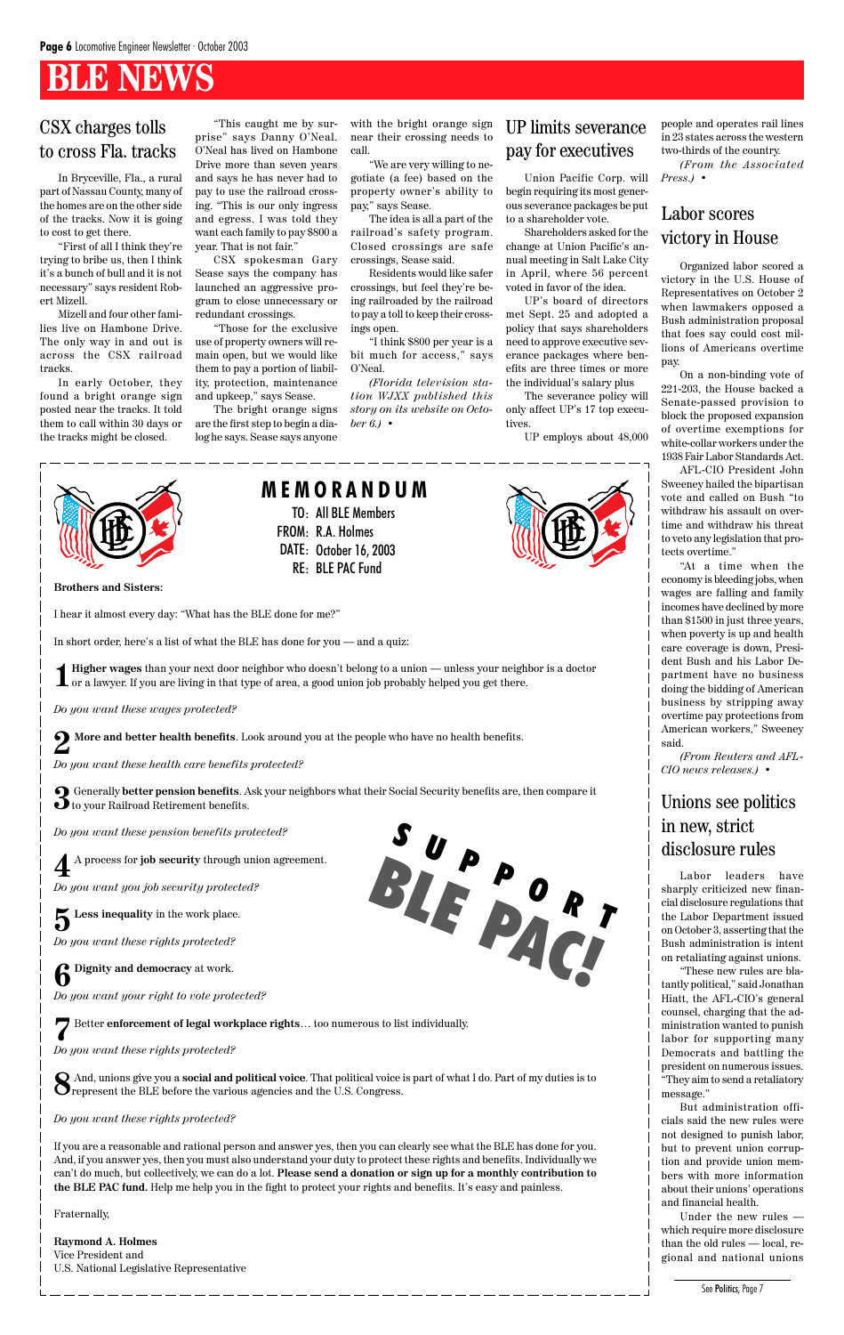# BLE NEWS

## CSX charges tolls to cross Fla. tracks

In Bryceville, Fla., a rural part of Nassau County, many of the homes are on the other side of the tracks. Now it is going to cost to get there.

"First of all I think they're trying to bribe us, then I think it's a bunch of bull and it is not necessary" says resident Robert Mizell.

Mizell and four other families live on Hambone Drive. The only way in and out is across the CSX railroad tracks.

In early October, they found a bright orange sign posted near the tracks. It told them to call within 30 days or the tracks might be closed.

"This caught me by surprise" says Danny O'Neal. O'Neal has lived on Hambone Drive more than seven years and says he has never had to pay to use the railroad crossing. "This is our only ingress and egress. I was told they want each family to pay $800 a year. That is not fair."

CSX spokesman Gary Sease says the company has launched an aggressive program to close unnecessary or redundant crossings.

"Those for the exclusive use of property owners will remain open, but we would like them to pay a portion of liability, protection, maintenance and upkeep," says Sease.

The bright orange signs are the first step to begin a dialog he says. Sease says anyone with the bright orange sign near their crossing needs to call.

"We are very willing to negotiate (a fee) based on the property owner's ability to pay," says Sease.

The idea is all a part of the railroad's safety program. Closed crossings are safe crossings, Sease said.

Residents would like safer crossings, but feel they're being railroaded by the railroad to pay a toll to keep their crossings open.

"I think $800 per year is a bit much for access," says O'Neal.

*(Florida television station WJXX published this story on its website on October 6.)* •

## UP limits severance pay for executives

Union Pacific Corp. will begin requiring its most generous severance packages be put to a shareholder vote.

Shareholders asked for the change at Union Pacific's annual meeting in Salt Lake City in April, where 56 percent voted in favor of the idea.

UP's board of directors met Sept. 25 and adopted a policy that says shareholders need to approve executive severance packages where benefits are three times or more the individual's salary plus

The severance policy will only affect UP's 17 top executives.

UP employs about 48,000 people and operates rail lines in 23 states across the western two-thirds of the country.

*(From the Associated Press.)* •

## Labor scores victory in House

Organized labor scored a victory in the U.S. House of Representatives on October 2 when lawmakers opposed a Bush administration proposal that foes say could cost millions of Americans overtime pay.

On a non-binding vote of 221-203, the House backed a Senate-passed provision to block the proposed expansion of overtime exemptions for white-collar workers under the 1938 Fair Labor Standards Act.

AFL-CIO President John Sweeney hailed the bipartisan vote and called on Bush "to withdraw his assault on overtime and withdraw his threat to veto any legislation that protects overtime."

"At a time when the economy is bleeding jobs, when wages are falling and family incomes have declined by more than $1500 in just three years, when poverty is up and health care coverage is down, President Bush and his Labor Department have no business doing the bidding of American business by stripping away overtime pay protections from American workers," Sweeney said.

*(From Reuters and AFL-CIO news releases.)* •

## Unions see politics in new, strict disclosure rules

Labor leaders have sharply criticized new financial disclosure regulations that the Labor Department issued on October 3, asserting that the Bush administration is intent on retaliating against unions.

"These new rules are blatantly political," said Jonathan Hiatt, the AFL-CIO's general counsel, charging that the administration wanted to punish labor for supporting many Democrats and battling the president on numerous issues. "They aim to send a retaliatory message."

But administration officials said the new rules were not designed to punish labor, but to prevent union corruption and provide union members with more information about their unions' operations and financial health.

Under the new rules — which require more disclosure than the old rules — local, regional and national unions

See Politics, Page 7

---

## MEMORANDUM

TO: All BLE Members
FROM: R.A. Holmes
DATE: October 16, 2003
RE: BLE PAC Fund

**Brothers and Sisters:**

I hear it almost every day: "What has the BLE done for me?"

In short order, here's a list of what the BLE has done for you — and a quiz:

**1** **Higher wages** than your next door neighbor who doesn't belong to a union — unless your neighbor is a doctor or a lawyer. If you are living in that type of area, a good union job probably helped you get there.

*Do you want these wages protected?*

**2** **More and better health benefits**. Look around you at the people who have no health benefits.

*Do you want these health care benefits protected?*

**3** Generally **better pension benefits**. Ask your neighbors what their Social Security benefits are, then compare it to your Railroad Retirement benefits.

*Do you want these pension benefits protected?*

**4** A process for **job security** through union agreement.

*Do you want you job security protected?*

**5** **Less inequality** in the work place.

*Do you want these rights protected?*

**6** **Dignity and democracy** at work.

*Do you want your right to vote protected?*

**7** Better **enforcement of legal workplace rights**… too numerous to list individually.

*Do you want these rights protected?*

**8** And, unions give you a **social and political voice**. That political voice is part of what I do. Part of my duties is to represent the BLE before the various agencies and the U.S. Congress.

*Do you want these rights protected?*

**SUPPORT BLE PAC!**

If you are a reasonable and rational person and answer yes, then you can clearly see what the BLE has done for you. And, if you answer yes, then you must also understand your duty to protect these rights and benefits. Individually we can't do much, but collectively, we can do a lot. **Please send a donation or sign up for a monthly contribution to the BLE PAC fund.** Help me help you in the fight to protect your rights and benefits. It's easy and painless.

Fraternally,

**Raymond A. Holmes**
Vice President and
U.S. National Legislative Representative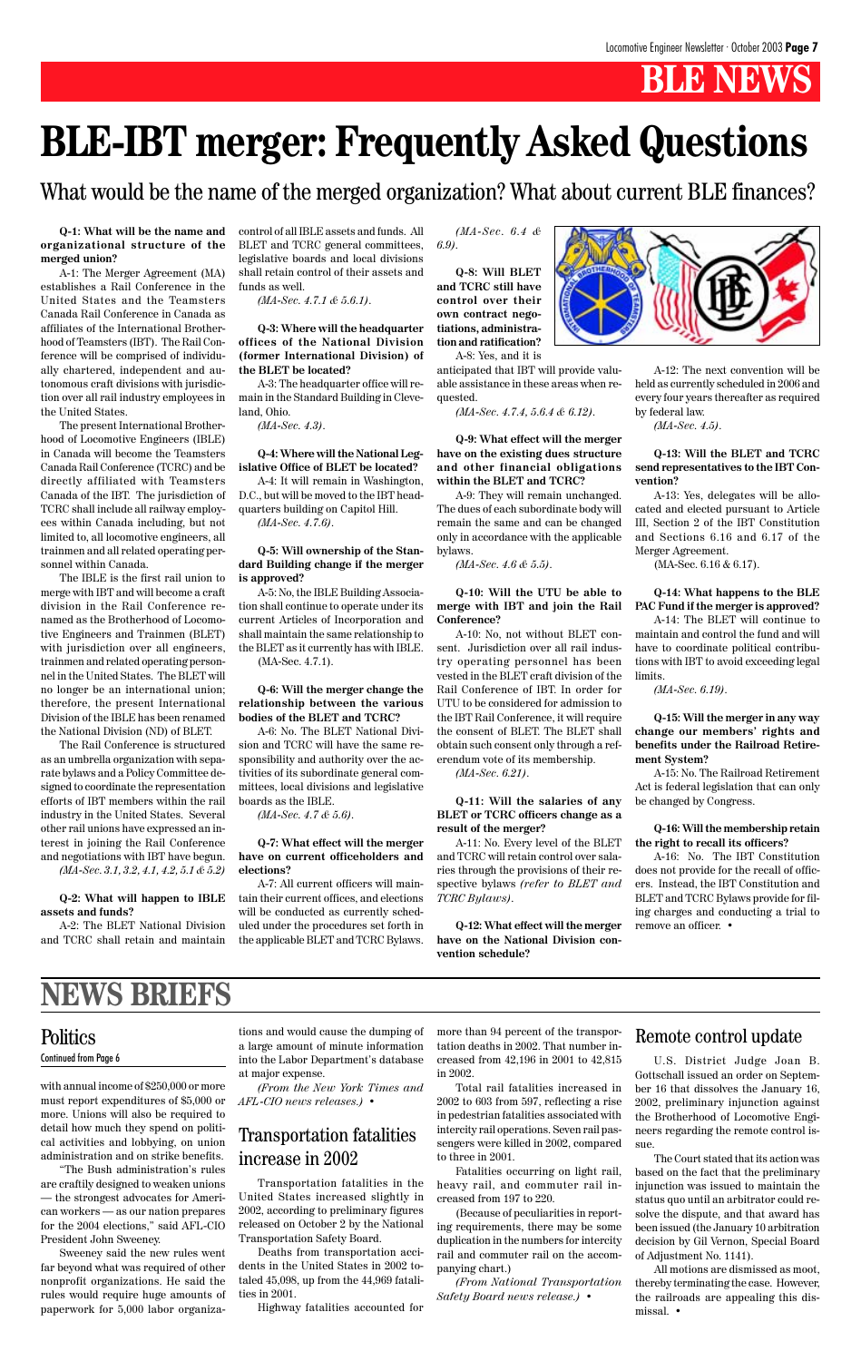# BLE NEWS

# BLE-IBT merger: Frequently Asked Questions

## What would be the name of the merged organization? What about current BLE finances?

**Q-1: What will be the name and organizational structure of the merged union?**

A-1: The Merger Agreement (MA) establishes a Rail Conference in the United States and the Teamsters Canada Rail Conference in Canada as affiliates of the International Brotherhood of Teamsters (IBT). The Rail Conference will be comprised of individually chartered, independent and autonomous craft divisions with jurisdiction over all rail industry employees in the United States.

The present International Brotherhood of Locomotive Engineers (IBLE) in Canada will become the Teamsters Canada Rail Conference (TCRC) and be directly affiliated with Teamsters Canada of the IBT. The jurisdiction of TCRC shall include all railway employees within Canada including, but not limited to, all locomotive engineers, all trainmen and all related operating personnel within Canada.

The IBLE is the first rail union to merge with IBT and will become a craft division in the Rail Conference renamed as the Brotherhood of Locomotive Engineers and Trainmen (BLET) with jurisdiction over all engineers, trainmen and related operating personnel in the United States. The BLET will no longer be an international union; therefore, the present International Division of the IBLE has been renamed the National Division (ND) of BLET.

The Rail Conference is structured as an umbrella organization with separate bylaws and a Policy Committee designed to coordinate the representation efforts of IBT members within the rail industry in the United States. Several other rail unions have expressed an interest in joining the Rail Conference and negotiations with IBT have begun.

*(MA-Sec. 3.1, 3.2, 4.1, 4.2, 5.1 & 5.2)*

**Q-2: What will happen to IBLE assets and funds?**

A-2: The BLET National Division and TCRC shall retain and maintain control of all IBLE assets and funds. All BLET and TCRC general committees, legislative boards and local divisions shall retain control of their assets and funds as well.

*(MA-Sec. 4.7.1 & 5.6.1).*

**Q-3: Where will the headquarter offices of the National Division (former International Division) of the BLET be located?**

A-3: The headquarter office will remain in the Standard Building in Cleveland, Ohio.

*(MA-Sec. 4.3).*

**Q-4: Where will the National Legislative Office of BLET be located?**

A-4: It will remain in Washington, D.C., but will be moved to the IBT headquarters building on Capitol Hill.

*(MA-Sec. 4.7.6).*

**Q-5: Will ownership of the Standard Building change if the merger is approved?**

A-5: No, the IBLE Building Association shall continue to operate under its current Articles of Incorporation and shall maintain the same relationship to the BLET as it currently has with IBLE.

(MA-Sec. 4.7.1).

**Q-6: Will the merger change the relationship between the various bodies of the BLET and TCRC?**

A-6: No. The BLET National Division and TCRC will have the same responsibility and authority over the activities of its subordinate general committees, local divisions and legislative boards as the IBLE.

*(MA-Sec. 4.7 & 5.6).*

**Q-7: What effect will the merger have on current officeholders and elections?**

A-7: All current officers will maintain their current offices, and elections will be conducted as currently scheduled under the procedures set forth in the applicable BLET and TCRC Bylaws.

*(MA-Sec. 6.4 & 6.9).*

**Q-8: Will BLET and TCRC still have control over their own contract negotiations, administration and ratification?**

A-8: Yes, and it is anticipated that IBT will provide valuable assistance in these areas when requested.

*(MA-Sec. 4.7.4, 5.6.4 & 6.12).*

**Q-9: What effect will the merger have on the existing dues structure and other financial obligations within the BLET and TCRC?**

A-9: They will remain unchanged. The dues of each subordinate body will remain the same and can be changed only in accordance with the applicable bylaws.

*(MA-Sec. 4.6 & 5.5).*

**Q-10: Will the UTU be able to merge with IBT and join the Rail Conference?**

A-10: No, not without BLET consent. Jurisdiction over all rail industry operating personnel has been vested in the BLET craft division of the Rail Conference of IBT. In order for UTU to be considered for admission to the IBT Rail Conference, it will require the consent of BLET. The BLET shall obtain such consent only through a referendum vote of its membership.

*(MA-Sec. 6.21).*

**Q-11: Will the salaries of any BLET or TCRC officers change as a result of the merger?**

A-11: No. Every level of the BLET and TCRC will retain control over salaries through the provisions of their respective bylaws *(refer to BLET and TCRC Bylaws)*.

**Q-12: What effect will the merger have on the National Division convention schedule?**

A-12: The next convention will be held as currently scheduled in 2006 and every four years thereafter as required by federal law.

*(MA-Sec. 4.5).*

**Q-13: Will the BLET and TCRC send representatives to the IBT Convention?**

A-13: Yes, delegates will be allocated and elected pursuant to Article III, Section 2 of the IBT Constitution and Sections 6.16 and 6.17 of the Merger Agreement.

(MA-Sec. 6.16 & 6.17).

**Q-14: What happens to the BLE PAC Fund if the merger is approved?**

A-14: The BLET will continue to maintain and control the fund and will have to coordinate political contributions with IBT to avoid exceeding legal limits.

*(MA-Sec. 6.19).*

**Q-15: Will the merger in any way change our members' rights and benefits under the Railroad Retirement System?**

A-15: No. The Railroad Retirement Act is federal legislation that can only be changed by Congress.

**Q-16: Will the membership retain the right to recall its officers?**

A-16: No. The IBT Constitution does not provide for the recall of officers. Instead, the IBT Constitution and BLET and TCRC Bylaws provide for filing charges and conducting a trial to remove an officer. •

# NEWS BRIEFS

## Politics

Continued from Page 6

with annual income of $250,000 or more must report expenditures of $5,000 or more. Unions will also be required to detail how much they spend on political activities and lobbying, on union administration and on strike benefits.

"The Bush administration's rules are craftily designed to weaken unions — the strongest advocates for American workers — as our nation prepares for the 2004 elections," said AFL-CIO President John Sweeney.

Sweeney said the new rules went far beyond what was required of other nonprofit organizations. He said the rules would require huge amounts of paperwork for 5,000 labor organizations and would cause the dumping of a large amount of minute information into the Labor Department's database at major expense.

*(From the New York Times and AFL-CIO news releases.)* •

## Transportation fatalities increase in 2002

Transportation fatalities in the United States increased slightly in 2002, according to preliminary figures released on October 2 by the National Transportation Safety Board.

Deaths from transportation accidents in the United States in 2002 totaled 45,098, up from the 44,969 fatalities in 2001.

Highway fatalities accounted for more than 94 percent of the transportation deaths in 2002. That number increased from 42,196 in 2001 to 42,815 in 2002.

Total rail fatalities increased in 2002 to 603 from 597, reflecting a rise in pedestrian fatalities associated with intercity rail operations. Seven rail passengers were killed in 2002, compared to three in 2001.

Fatalities occurring on light rail, heavy rail, and commuter rail increased from 197 to 220.

(Because of peculiarities in reporting requirements, there may be some duplication in the numbers for intercity rail and commuter rail on the accompanying chart.)

*(From National Transportation Safety Board news release.)* •

## Remote control update

U.S. District Judge Joan B. Gottschall issued an order on September 16 that dissolves the January 16, 2002, preliminary injunction against the Brotherhood of Locomotive Engineers regarding the remote control issue.

The Court stated that its action was based on the fact that the preliminary injunction was issued to maintain the status quo until an arbitrator could resolve the dispute, and that award has been issued (the January 10 arbitration decision by Gil Vernon, Special Board of Adjustment No. 1141).

All motions are dismissed as moot, thereby terminating the case. However, the railroads are appealing this dismissal. •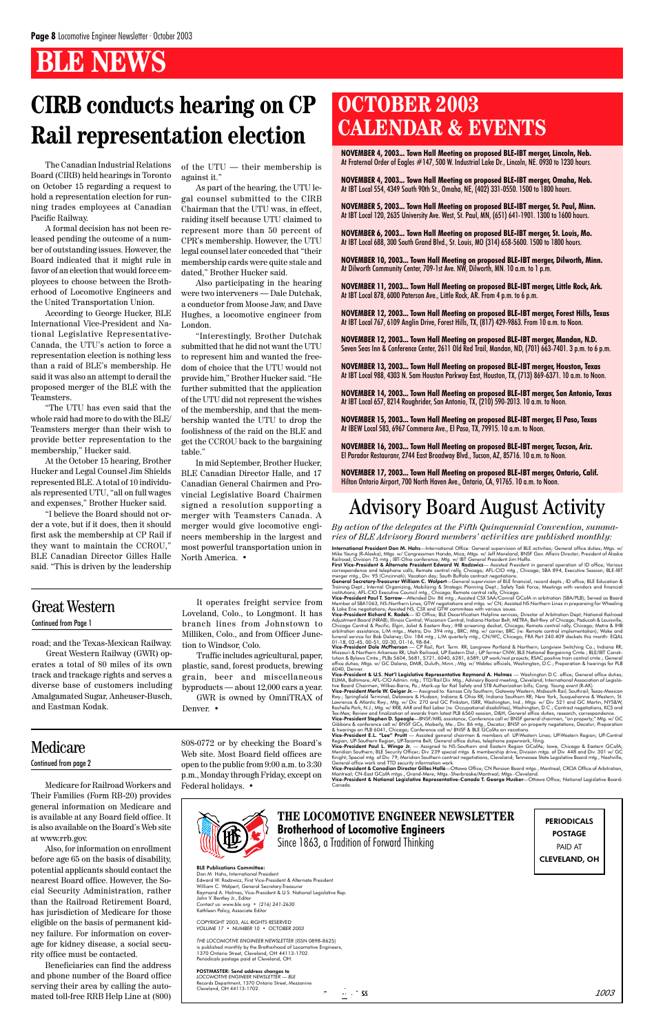# BLE NEWS

## CIRB conducts hearing on CP Rail representation election

The Canadian Industrial Relations Board (CIRB) held hearings in Toronto on October 15 regarding a request to hold a representation election for running trades employees at Canadian Pacific Railway.

A formal decision has not been released pending the outcome of a number of outstanding issues. However, the Board indicated that it might rule in favor of an election that would force employees to choose between the Brotherhood of Locomotive Engineers and the United Transportation Union.

According to George Hucker, BLE International Vice-President and National Legislative Representative-Canada, the UTU's action to force a representation election is nothing less than a raid of BLE's membership. He said it was also an attempt to derail the proposed merger of the BLE with the Teamsters.

"The UTU has even said that the whole raid had more to do with the BLE/Teamsters merger than their wish to provide better representation to the membership," Hucker said.

At the October 15 hearing, Brother Hucker and Legal Counsel Jim Shields represented BLE. A total of 10 individuals represented UTU, "all on full wages and expenses," Brother Hucker said.

"I believe the Board should not order a vote, but if it does, then it should first ask the membership at CP Rail if they want to maintain the CCROU," BLE Canadian Director Gilles Halle said. "This is driven by the leadership of the UTU — their membership is against it."

As part of the hearing, the UTU legal counsel submitted to the CIRB Chairman that the UTU was, in effect, raiding itself because UTU claimed to represent more than 50 percent of CPR's membership. However, the UTU legal counsel later conceded that "their membership cards were quite stale and dated," Brother Hucker said.

Also participating in the hearing were two interveners — Dale Dutchak, a conductor from Moose Jaw, and Dave Hughes, a locomotive engineer from London.

"Interestingly, Brother Dutchak submitted that he did not want the UTU to represent him and wanted the freedom of choice that the UTU would not provide him," Brother Hucker said. "He further submitted that the application of the UTU did not represent the wishes of the membership, and that the membership wanted the UTU to drop the foolishness of the raid on the BLE and get the CCROU back to the bargaining table."

In mid September, Brother Hucker, BLE Canadian Director Halle, and 17 Canadian General Chairmen and Provincial Legislative Board Chairmen signed a resolution supporting a merger with Teamsters Canada. A merger would give locomotive engineers membership in the largest and most powerful transportation union in North America. •

## Great Western

Continued from Page 1

road; and the Texas-Mexican Railway.

Great Western Railway (GWR) operates a total of 80 miles of its own track and trackage rights and serves a diverse base of customers including Amalgamated Sugar, Anheuser-Busch, and Eastman Kodak.

It operates freight service from Loveland, Colo., to Longmont. It has branch lines from Johnstown to Milliken, Colo., and from Officer Junction to Windsor, Colo.

Traffic includes agricultural, paper, plastic, sand, forest products, brewing grain, beer and miscellaneous byproducts — about 12,000 cars a year.

GWR is owned by OmniTRAX of Denver. •

## Medicare

Continued from page 2

Medicare for Railroad Workers and Their Families (Form RB-20) provides general information on Medicare and is available at any Board field office. It is also available on the Board's Web site at www.rrb.gov.

Also, for information on enrollment before age 65 on the basis of disability, potential applicants should contact the nearest Board office. However, the Social Security Administration, rather than the Railroad Retirement Board, has jurisdiction of Medicare for those eligible on the basis of permanent kidney failure. For information on coverage for kidney disease, a social security office must be contacted.

Beneficiaries can find the address and phone number of the Board office serving their area by calling the automated toll-free RRB Help Line at (800) 808-0772 or by checking the Board's Web site. Most Board field offices are open to the public from 9:00 a.m. to 3:30 p.m., Monday through Friday, except on Federal holidays. •

## OCTOBER 2003 CALENDAR & EVENTS

**NOVEMBER 4, 2003... Town Hall Meeting on proposed BLE-IBT merger, Lincoln, Neb.**
At Fraternal Order of Eagles #147, 500 W. Industrial Lake Dr., Lincoln, NE. 0930 to 1230 hours.

**NOVEMBER 4, 2003... Town Hall Meeting on proposed BLE-IBT merger, Omaha, Neb.**
At IBT Local 554, 4349 South 90th St., Omaha, NE, (402) 331-0550. 1500 to 1800 hours.

**NOVEMBER 5, 2003... Town Hall Meeting on proposed BLE-IBT merger, St. Paul, Minn.**
At IBT Local 120, 2635 University Ave. West, St. Paul, MN, (651) 641-1901. 1300 to 1600 hours.

**NOVEMBER 6, 2003... Town Hall Meeting on proposed BLE-IBT merger, St. Louis, Mo.**
At IBT Local 688, 300 South Grand Blvd., St. Louis, MO (314) 658-5600. 1500 to 1800 hours.

**NOVEMBER 10, 2003... Town Hall Meeting on proposed BLE-IBT merger, Dilworth, Minn.**
At Dilworth Community Center, 709-1st Ave. NW, Dilworth, MN. 10 a.m. to 1 p.m.

**NOVEMBER 11, 2003... Town Hall Meeting on proposed BLE-IBT merger, Little Rock, Ark.**
At IBT Local 878, 6000 Paterson Ave., Little Rock, AR. From 4 p.m. to 6 p.m.

**NOVEMBER 12, 2003... Town Hall Meeting on proposed BLE-IBT merger, Forest Hills, Texas**
At IBT Local 767, 6109 Anglin Drive, Forest Hills, TX, (817) 429-9863. From 10 a.m. to Noon.

**NOVEMBER 12, 2003... Town Hall Meeting on proposed BLE-IBT merger, Mandan, N.D.**
Seven Seas Inn & Conference Center, 2611 Old Red Trail, Mandan, ND, (701) 663-7401. 3 p.m. to 6 p.m.

**NOVEMBER 13, 2003... Town Hall Meeting on proposed BLE-IBT merger, Houston, Texas**
At IBT Local 988, 4303 N. Sam Houston Parkway East, Houston, TX, (713) 869-6371. 10 a.m. to Noon.

**NOVEMBER 14, 2003... Town Hall Meeting on proposed BLE-IBT merger, San Antonio, Texas**
At IBT Local 657, 8214 Roughrider, San Antonio, TX, (210) 590-2013. 10 a.m. to Noon.

**NOVEMBER 15, 2003... Town Hall Meeting on proposed BLE-IBT merger, El Paso, Texas**
At IBEW Local 583, 6967 Commerce Ave., El Paso, TX, 79915. 10 a.m. to Noon.

**NOVEMBER 16, 2003... Town Hall Meeting on proposed BLE-IBT merger, Tucson, Ariz.**
El Parador Restaurant, 2744 East Broadway Blvd., Tucson, AZ, 85716. 10 a.m. to Noon.

**NOVEMBER 17, 2003... Town Hall Meeting on proposed BLE-IBT merger, Ontario, Calif.**
Hilton Ontario Airport, 700 North Haven Ave., Ontario, CA, 91765. 10 a.m. to Noon.

## Advisory Board August Activity

*By action of the delegates at the Fifth Quinquennial Convention, summaries of BLE Advisory Board members' activities are published monthly:*

**International President Don M. Hahs**—International Office: General supervision of BLE activities; General office duties; Mtgs. w/ Mike Young (R-Alaska); Mtgs. w/ Congressmen Honda, Mica; Mtg. w/ Jeff Moreland, BNSF Gov. Affairs Director; President of Alaska Railroad; Division 75 mtg.; IBT-Ohio conference; Mtg. w/ IBT General President Jim Hoffa.

**First Vice-President & Alternate President Edward W. Rodzwicz**— Assisted President in general operation of ID office; Various correspondence and telephone calls; Remote control rally, Chicago; AFL-CIO mtg., Chicago; SBA 894, Executive Session; BLE-IBT merger mtg., Div. 95 (Cincinnati); Vacation day; South Buffalo contract negotiations.

**General Secretary-Treasurer William C. Walpert**—General supervision of BLE financial, record depts.; ID office; BLE Education & Training Dept.; Internal Organizing, Mobilizing & Strategic Planning Dept.; Safety Task Force; Meetings with vendors and financial institutions; AFL-CIO Executive Council mtg., Chicago; Remote control rally, Chicago.

**Vice-President Paul T. Sorrow**—Attended Div. 86 mtg.; Assisted CSX SAA/Conrail GCofA in arbitration (SBA/PLB); Served as Board Member of SBA1063, NS-Northern Lines; GTW negotiations and mtgs. w/ CN; Assisted NS Northern Lines in preparing for Wheeling & Lake Erie negotiations; Assisted NS, CSX and GTW commitees with various issues.

**Vice-President Richard K. Radek**— ID Office; BLE Decertification Helpline services; Director of Arbitration Dept; National Railroad Adjustment Board (NRAB); Illinois Central; Wisconsin Central; Indiana Harbor Belt; METRA; Belt Rwy. of Chicago; Paducah & Louisville; Chicago Central & Pacific; Elgin, Joliet & Eastern Rwy.; IHB screening docket, Chicago; Remote control rally, Chicago; Metra & IHB arbitration assistance; L/M mtgs., Metra; Div. 394 mtg., BRC; Mtg. w/ carrier, BRC (re: Remote control implementation); Wake and funeral service for Bob Delaney; Div. 184 mtg.; L/M quarterly mtg., CN/WC, Chicago; FRA Part 240.409 dockets this month: EQAL 01-18, 02-45, 00-51, 02-30, 01-16, 98-84.

**Vice-President Dale McPherson** — CP Rail; Port. Term. RR; Longview Portland & Northern; Longview Switching Co.; Indiana RR; Missouri & Northern Arkansas RR; Utah Railroad; UP Eastern Dist.; UP former CNW; BLE National Bargaining Cmte.; BLE/IBT Constitution & Bylaws Cmte.; PLBs 5604, 5681, 5721, 6040, 6281, 6589; UP work/rest projects; RSAC positive train control cmte.; General office duties; Mtgs. w/ GC Delano, DMIR, Duluth, Minn.; Mtg. w/ Wabtec officials, Washington, D.C.; Preparation & hearings for PLB 6040, Denver.

**Vice-President & U.S. Nat'l Legislative Representative Raymond A. Holmes** — Washington D.C. office; General office duties; EUMA, Baltimore; AFL-CIO Admin. mtg.; TTD/Rail Div. Mtg.; Advisory Board meeting, Cleveland; International Association of Legislative Board Chairmen, Wilkes-Barre, Pa.; Mark-up for Rail Safety and STB Authorization bills, Cong. Young event (R-AK).

**Vice-President Merle W. Geiger Jr.**— Assigned to: Kansas City Southern; Gateway Western; Midsouth Rail; Southrail; Texas-Mexican Rwy.; Springfield Terminal; Delaware & Hudson; Indiana & Ohio RR; Indiana Southern RR; New York, Susquehanna & Western; St. Lawrence & Atlantic Rwy.; Mtg. w/ Div. 270 and GC Pinkston, ISRR, Washington, Ind.; Mtgs. w/ Div. 521 and GC Martin, NYS&W, Rochelle Park, N.J.; Mtg. w/ RRB, AAR and Rail Labor (re: Occupational disabilities), Washington, D.C.; Contract negotiations, KCS and Tex-Mex; Review and finalization of awards from latest PLB 6560 session, D&H; General office duties, research, correspondence.

**Vice-President Stephen D. Speagle**—BNSF/MRL assistance; Conference call w/ BNSF general chairmen, "on property;" Mtg. w/ GC Gibbons & conference call w/ BNSF GCs, Moberly, Mo.; Div. 86 mtg., Decatur; BNSF on property negotiations, Decatur; Preparation & hearings on PLB 6041, Chicago; Conference call w/ BNSF & BLE GCofAs on vacations.

**Vice-President E.L. "Lee" Pruitt** — Assisted general chairmen & members of: UP-Western Region; UP-Western Region; UP-Central Region; UP-Southern Region; UP-Tacoma Belt, General office duties, telephone paperwork, filing.

**Vice-President Paul L. Wingo Jr.** — Assigned to NS-Southern and Eastern Region GCofAs; Iowa, Chicago & Eastern GCofA; Meridian Southern; BLE Security Officer; Div. 239 special mtgs. & membership drive; Division mtgs. of Div. 448 and Div. 301 w/ GC Knight; Special mtg. of Div. 79; Meridian Southern contract negotiations, Cleveland; Tennessee State Legislative Board mtg., Nashville; General office work and TTD security information work.

**Vice-President & Canadian Director Gilles Halle**—Ottawa Office; CN Pension Board mtgs., Montreal; CROA Office of Arbitration, Montreal; CN-East GCofA mtgs., Grand-Mere; Mtgs.-Sherbrooke/Montreal; Mtgs.-Cleveland.

**Vice-President & National Legislative Representative-Canada T. George Hucker**—Ottawa Office; National Legislative Board-Canada.

---

### THE LOCOMOTIVE ENGINEER NEWSLETTER
### Brotherhood of Locomotive Engineers
Since 1863, a Tradition of Forward Thinking

PERIODICALS POSTAGE PAID AT CLEVELAND, OH

**BLE Publications Committee:**
Don M. Hahs, International President
Edward W. Rodzwicz, First Vice-President & Alternate President
William C. Walpert, General Secretary-Treasurer
Raymond A. Holmes, Vice-President & U.S. National Legislative Rep.
John V. Bentley Jr., Editor
*Contact us: www.ble.org • (216) 241-2630*
Kathleen Policy, Associate Editor

COPYRIGHT 2003, ALL RIGHTS RESERVED
*VOLUME 17 • NUMBER 10 • OCTOBER 2003*

*THE LOCOMOTIVE ENGINEER NEWSLETTER* (ISSN 0898-8625) is published monthly by the Brotherhood of Locomotive Engineers, 1370 Ontario Street, Cleveland, OH 44113-1702. Periodicals postage paid at Cleveland, OH.

**POSTMASTER: Send address changes to**
*LOCOMOTIVE ENGINEER NEWSLETTER — BLE*
Records Department, 1370 Ontario Street, Mezzanine
Cleveland, OH 44113-1702.